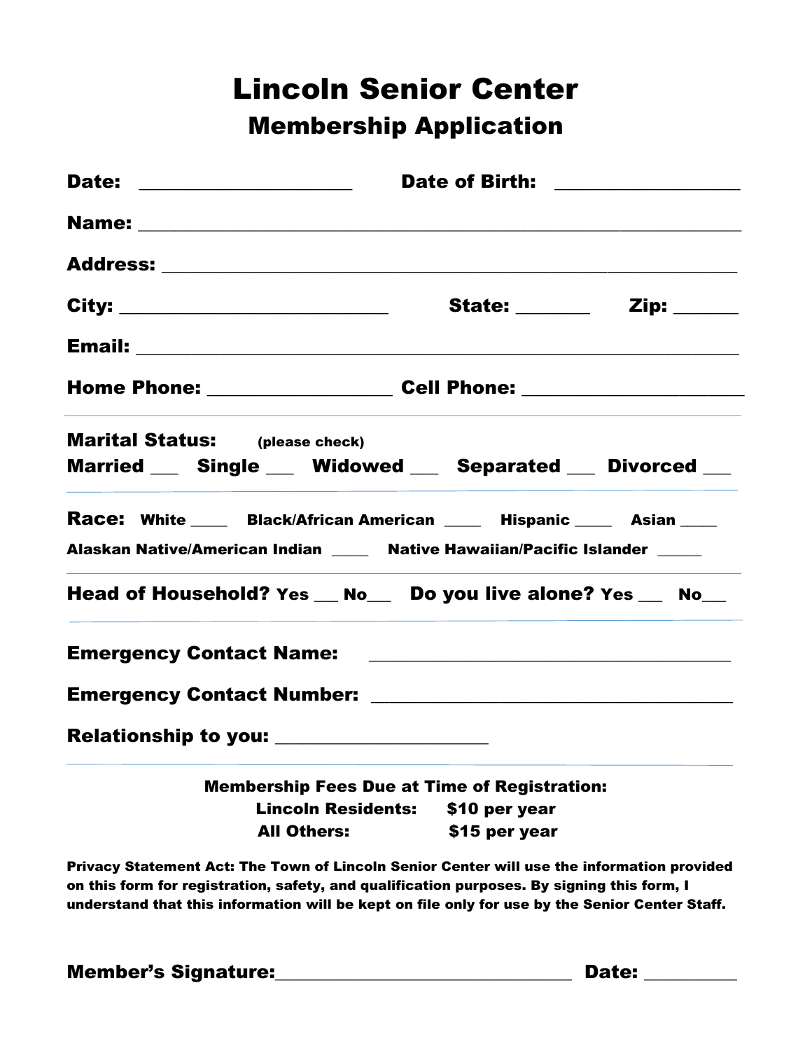# Lincoln Senior Center

## Membership Application

**Date:** ____________________ **Date of Birth:** _________________

**Name:** _______________________________________________________

**Address:** _____________________________________________________

**City:** _________________________ **State:** _______ **Zip:** ______

**Email:** _______________________________________________________

**Home Phone:** _________________ **Cell Phone:** ____________________

---

**Marital Status:** (please check)

**Married** ___ **Single** ___ **Widowed** ___ **Separated** ___ **Divorced** ___

---

**Race:** **White** ____ **Black/African American** ____ **Hispanic** ____ **Asian** ____

**Alaskan Native/American Indian** ____ **Native Hawaiian/Pacific Islander** _____

---

**Head of Household? Yes** ___ **No**___ **Do you live alone? Yes** ___ **No**___

---

**Emergency Contact Name:** ___________________________________

**Emergency Contact Number:** __________________________________

**Relationship to you:** ____________________

---

**Membership Fees Due at Time of Registration:**

**Lincoln Residents: $10 per year**

**All Others: $15 per year**

**Privacy Statement Act: The Town of Lincoln Senior Center will use the information provided on this form for registration, safety, and qualification purposes. By signing this form, I understand that this information will be kept on file only for use by the Senior Center Staff.**

**Member's Signature:**______________________________ **Date:** _________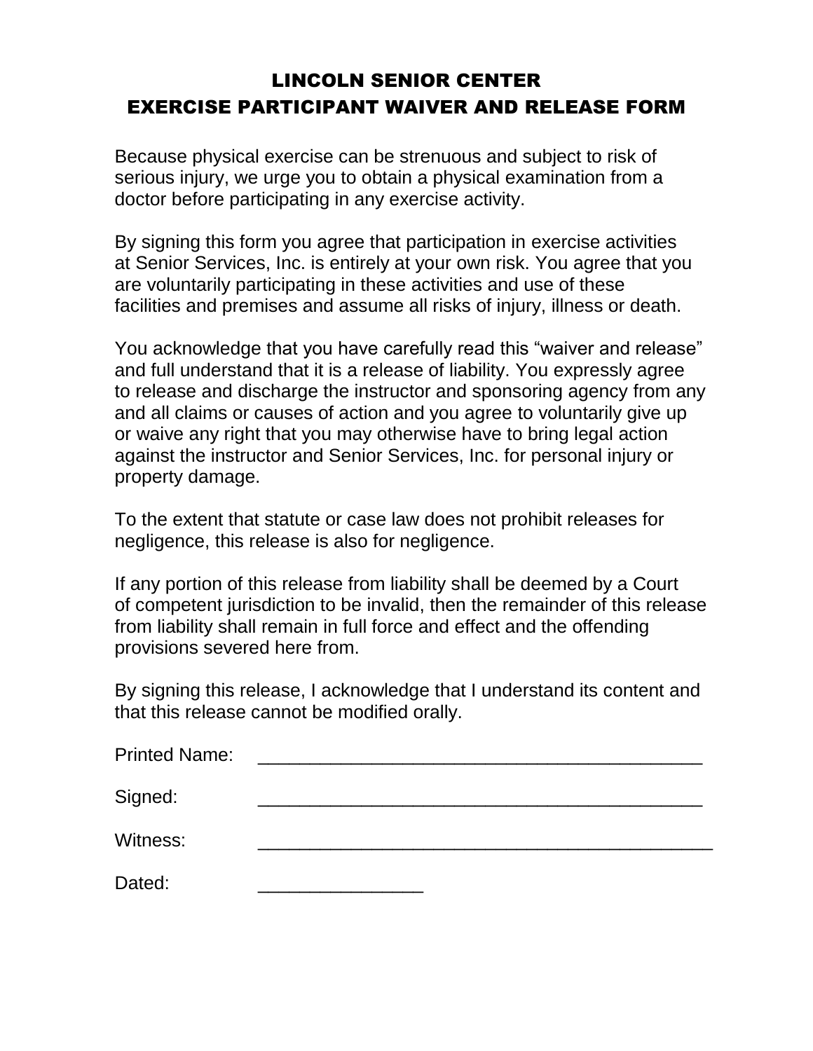# LINCOLN SENIOR CENTER
# EXERCISE PARTICIPANT WAIVER AND RELEASE FORM

Because physical exercise can be strenuous and subject to risk of serious injury, we urge you to obtain a physical examination from a doctor before participating in any exercise activity.

By signing this form you agree that participation in exercise activities at Senior Services, Inc. is entirely at your own risk. You agree that you are voluntarily participating in these activities and use of these facilities and premises and assume all risks of injury, illness or death.

You acknowledge that you have carefully read this “waiver and release” and full understand that it is a release of liability. You expressly agree to release and discharge the instructor and sponsoring agency from any and all claims or causes of action and you agree to voluntarily give up or waive any right that you may otherwise have to bring legal action against the instructor and Senior Services, Inc. for personal injury or property damage.

To the extent that statute or case law does not prohibit releases for negligence, this release is also for negligence.

If any portion of this release from liability shall be deemed by a Court of competent jurisdiction to be invalid, then the remainder of this release from liability shall remain in full force and effect and the offending provisions severed here from.

By signing this release, I acknowledge that I understand its content and that this release cannot be modified orally.

Printed Name: ____________________________________________

Signed: ____________________________________________

Witness: ______________________________________________

Dated: ________________